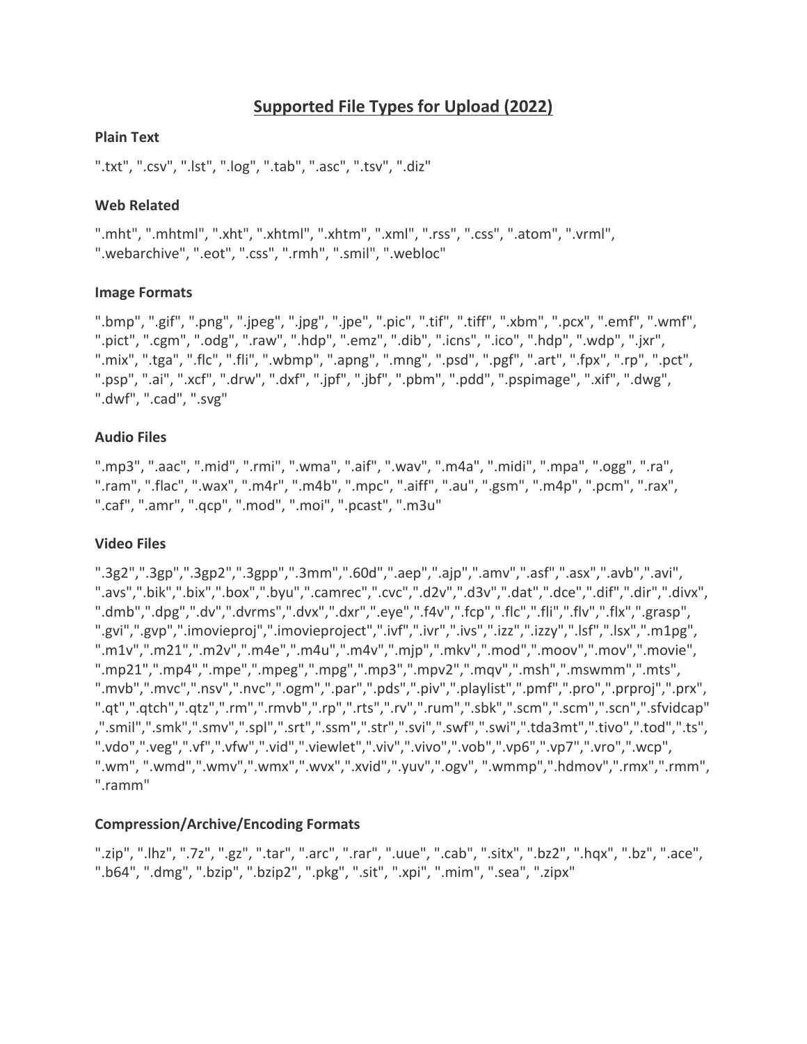# Supported File Types for Upload (2022)

### Plain Text

".txt", ".csv", ".lst", ".log", ".tab", ".asc", ".tsv", ".diz"

### Web Related

".mht", ".mhtml", ".xht", ".xhtml", ".xhtm", ".xml", ".rss", ".css", ".atom", ".vrml", ".webarchive", ".eot", ".css", ".rmh", ".smil", ".webloc"

### Image Formats

".bmp", ".gif", ".png", ".jpeg", ".jpg", ".jpe", ".pic", ".tif", ".tiff", ".xbm", ".pcx", ".emf", ".wmf", ".pict", ".cgm", ".odg", ".raw", ".hdp", ".emz", ".dib", ".icns", ".ico", ".hdp", ".wdp", ".jxr", ".mix", ".tga", ".flc", ".fli", ".wbmp", ".apng", ".mng", ".psd", ".pgf", ".art", ".fpx", ".rp", ".pct", ".psp", ".ai", ".xcf", ".drw", ".dxf", ".jpf", ".jbf", ".pbm", ".pdd", ".pspimage", ".xif", ".dwg", ".dwf", ".cad", ".svg"

### Audio Files

".mp3", ".aac", ".mid", ".rmi", ".wma", ".aif", ".wav", ".m4a", ".midi", ".mpa", ".ogg", ".ra", ".ram", ".flac", ".wax", ".m4r", ".m4b", ".mpc", ".aiff", ".au", ".gsm", ".m4p", ".pcm", ".rax", ".caf", ".amr", ".qcp", ".mod", ".moi", ".pcast", ".m3u"

### Video Files

".3g2",".3gp",".3gp2",".3gpp",".3mm",".60d",".aep",".ajp",".amv",".asf",".asx",".avb",".avi", ".avs",".bik",".bix",".box",".byu",".camrec",".cvc",".d2v",".d3v",".dat",".dce",".dif",".dir",".divx", ".dmb",".dpg",".dv",".dvrms",".dvx",".dxr",".eye",".f4v",".fcp",".flc",".fli",".flv",".flx",".grasp", ".gvi",".gvp",".imovieproj",".imovieproject",".ivf",".ivr",".ivs",".izz",".izzy",".lsf",".lsx",".m1pg", ".m1v",".m21",".m2v",".m4e",".m4u",".m4v",".mjp",".mkv",".mod",".moov",".mov",".movie", ".mp21",".mp4",".mpe",".mpeg",".mpg",".mp3",".mpv2",".mqv",".msh",".mswmm",".mts", ".mvb",".mvc",".nsv",".nvc",".ogm",".par",".pds",".piv",".playlist",".pmf",".pro",".prproj",".prx", ".qt",".qtch",".qtz",".rm",".rmvb",".rp",".rts",".rv",".rum",".sbk",".scm",".scm",".scn",".sfvidcap" ,".smil",".smk",".smv",".spl",".srt",".ssm",".str",".svi",".swf",".swi",".tda3mt",".tivo",".tod",".ts", ".vdo",".veg",".vf",".vfw",".vid",".viewlet",".viv",".vivo",".vob",".vp6",".vp7",".vro",".wcp", ".wm", ".wmd",".wmv",".wmx",".wvx",".xvid",".yuv",".ogv", ".wmmp",".hdmov",".rmx",".rmm", ".ramm"

### Compression/Archive/Encoding Formats

".zip", ".lhz", ".7z", ".gz", ".tar", ".arc", ".rar", ".uue", ".cab", ".sitx", ".bz2", ".hqx", ".bz", ".ace", ".b64", ".dmg", ".bzip", ".bzip2", ".pkg", ".sit", ".xpi", ".mim", ".sea", ".zipx"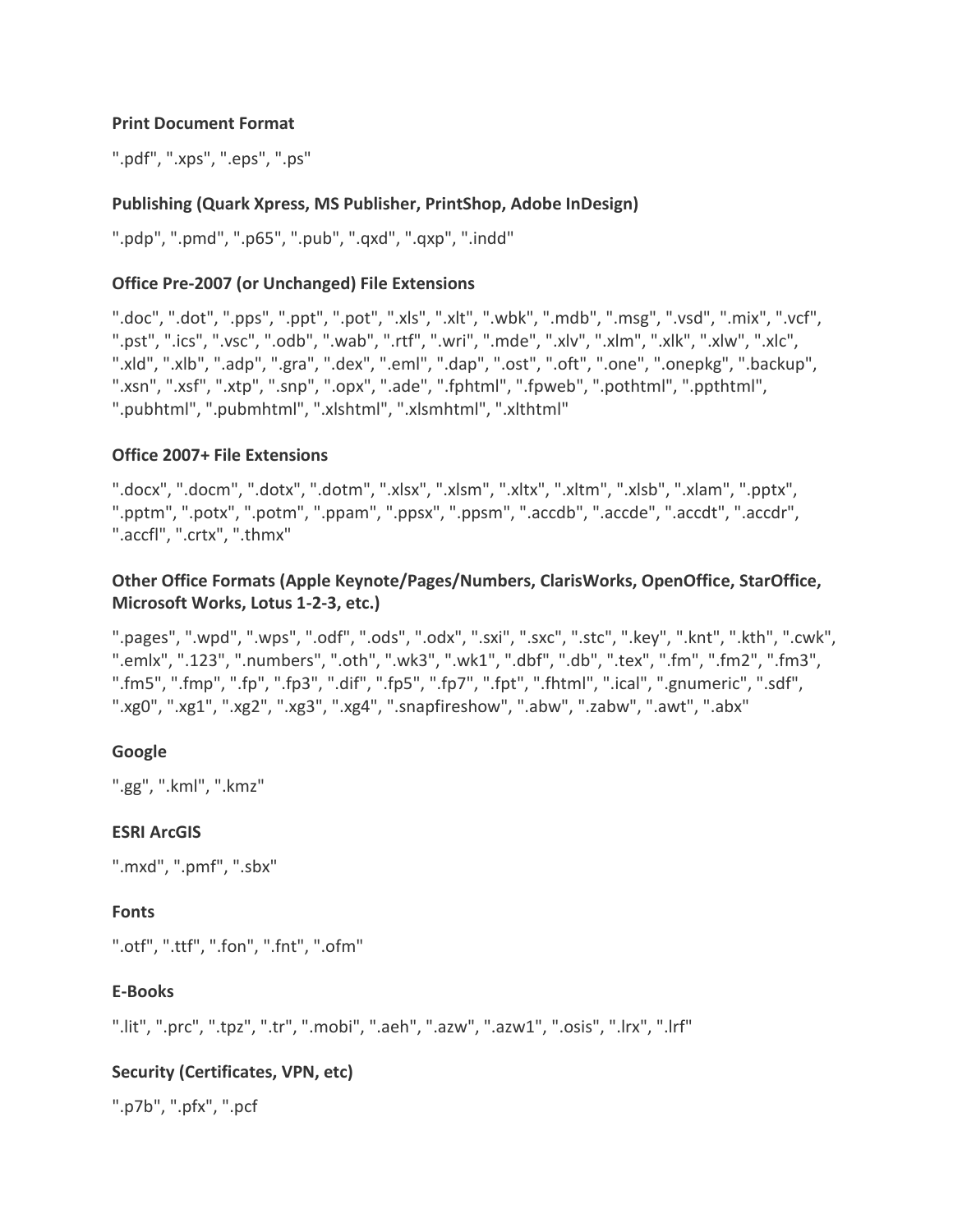**Print Document Format**

".pdf", ".xps", ".eps", ".ps"

**Publishing (Quark Xpress, MS Publisher, PrintShop, Adobe InDesign)**

".pdp", ".pmd", ".p65", ".pub", ".qxd", ".qxp", ".indd"

**Office Pre-2007 (or Unchanged) File Extensions**

".doc", ".dot", ".pps", ".ppt", ".pot", ".xls", ".xlt", ".wbk", ".mdb", ".msg", ".vsd", ".mix", ".vcf", ".pst", ".ics", ".vsc", ".odb", ".wab", ".rtf", ".wri", ".mde", ".xlv", ".xlm", ".xlk", ".xlw", ".xlc", ".xld", ".xlb", ".adp", ".gra", ".dex", ".eml", ".dap", ".ost", ".oft", ".one", ".onepkg", ".backup", ".xsn", ".xsf", ".xtp", ".snp", ".opx", ".ade", ".fphtml", ".fpweb", ".pothtml", ".ppthtml", ".pubhtml", ".pubmhtml", ".xlshtml", ".xlsmhtml", ".xlthtml"

**Office 2007+ File Extensions**

".docx", ".docm", ".dotx", ".dotm", ".xlsx", ".xlsm", ".xltx", ".xltm", ".xlsb", ".xlam", ".pptx", ".pptm", ".potx", ".potm", ".ppam", ".ppsx", ".ppsm", ".accdb", ".accde", ".accdt", ".accdr", ".accfl", ".crtx", ".thmx"

**Other Office Formats (Apple Keynote/Pages/Numbers, ClarisWorks, OpenOffice, StarOffice, Microsoft Works, Lotus 1-2-3, etc.)**

".pages", ".wpd", ".wps", ".odf", ".ods", ".odx", ".sxi", ".sxc", ".stc", ".key", ".knt", ".kth", ".cwk", ".emlx", ".123", ".numbers", ".oth", ".wk3", ".wk1", ".dbf", ".db", ".tex", ".fm", ".fm2", ".fm3", ".fm5", ".fmp", ".fp", ".fp3", ".dif", ".fp5", ".fp7", ".fpt", ".fhtml", ".ical", ".gnumeric", ".sdf", ".xg0", ".xg1", ".xg2", ".xg3", ".xg4", ".snapfireshow", ".abw", ".zabw", ".awt", ".abx"

**Google**

".gg", ".kml", ".kmz"

**ESRI ArcGIS**

".mxd", ".pmf", ".sbx"

**Fonts**

".otf", ".ttf", ".fon", ".fnt", ".ofm"

**E-Books**

".lit", ".prc", ".tpz", ".tr", ".mobi", ".aeh", ".azw", ".azw1", ".osis", ".lrx", ".lrf"

**Security (Certificates, VPN, etc)**

".p7b", ".pfx", ".pcf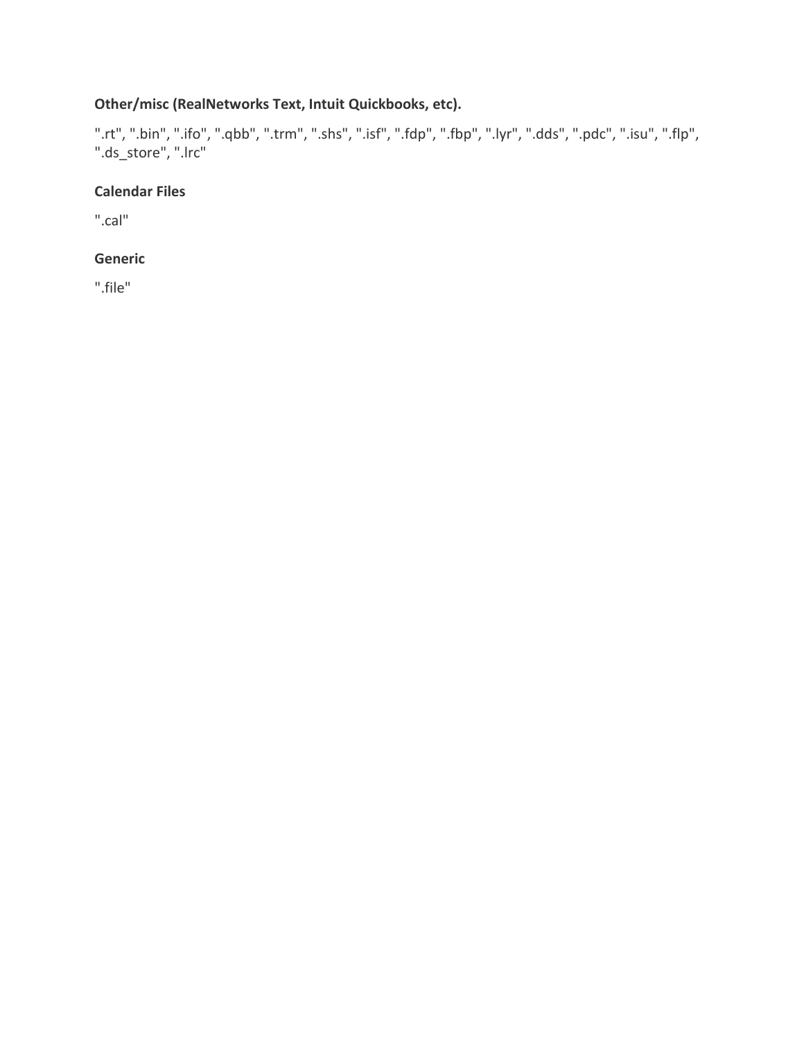**Other/misc (RealNetworks Text, Intuit Quickbooks, etc).**

".rt", ".bin", ".ifo", ".qbb", ".trm", ".shs", ".isf", ".fdp", ".fbp", ".lyr", ".dds", ".pdc", ".isu", ".flp", ".ds_store", ".lrc"

**Calendar Files**

".cal"

**Generic**

".file"